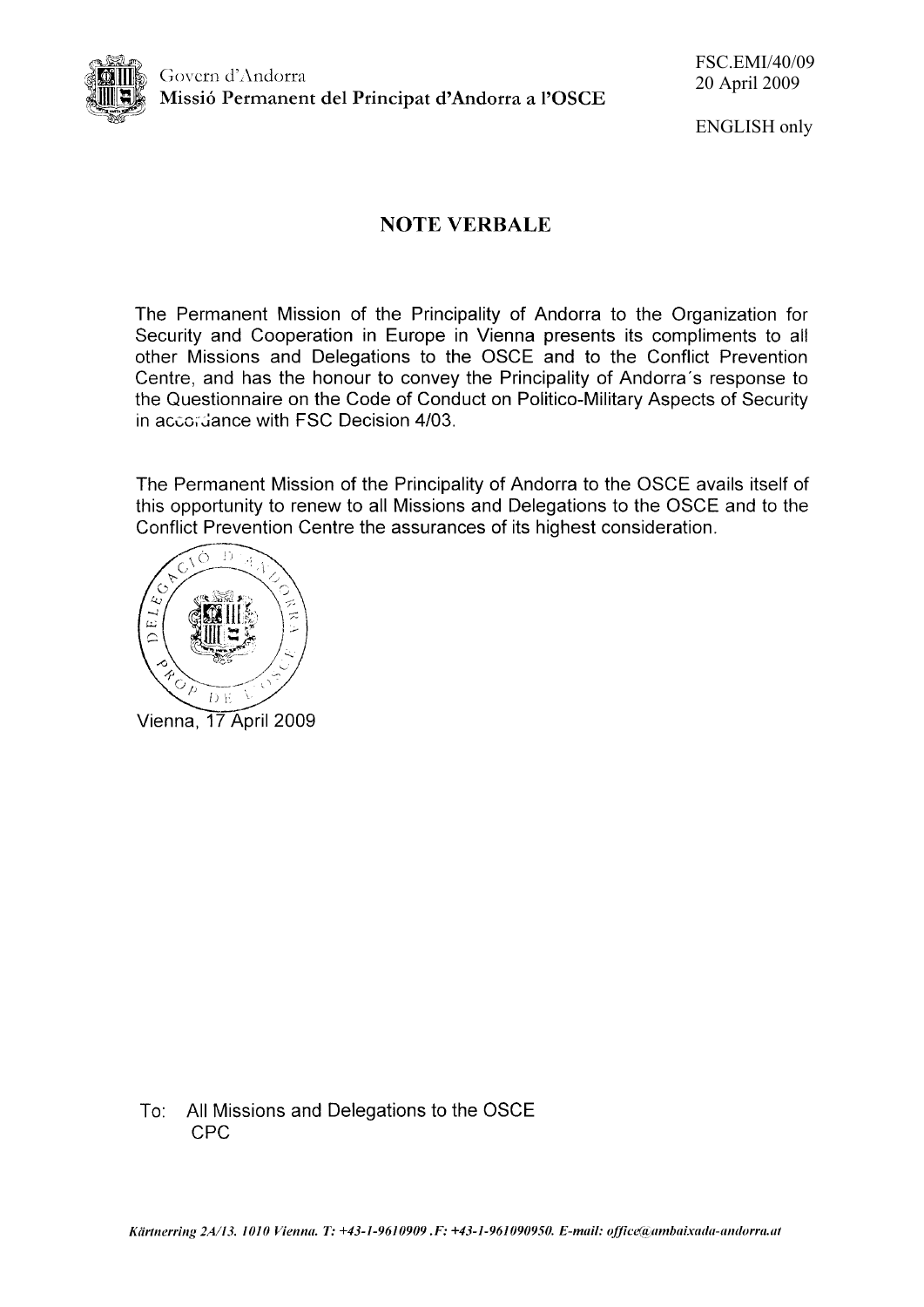Govern d'Andorra
**Missió Permanent del Principat d'Andorra a l'OSCE**

FSC.EMI/40/09
20 April 2009

ENGLISH only

## NOTE VERBALE

The Permanent Mission of the Principality of Andorra to the Organization for Security and Cooperation in Europe in Vienna presents its compliments to all other Missions and Delegations to the OSCE and to the Conflict Prevention Centre, and has the honour to convey the Principality of Andorra's response to the Questionnaire on the Code of Conduct on Politico-Military Aspects of Security in accordance with FSC Decision 4/03.

The Permanent Mission of the Principality of Andorra to the OSCE avails itself of this opportunity to renew to all Missions and Delegations to the OSCE and to the Conflict Prevention Centre the assurances of its highest consideration.

Vienna, 17 April 2009

To: All Missions and Delegations to the OSCE
CPC

*Kärntnerring 2A/13. 1010 Vienna. T: +43-1-9610909 . F: +43-1-961090950. E-mail: office@ambaixada-andorra.at*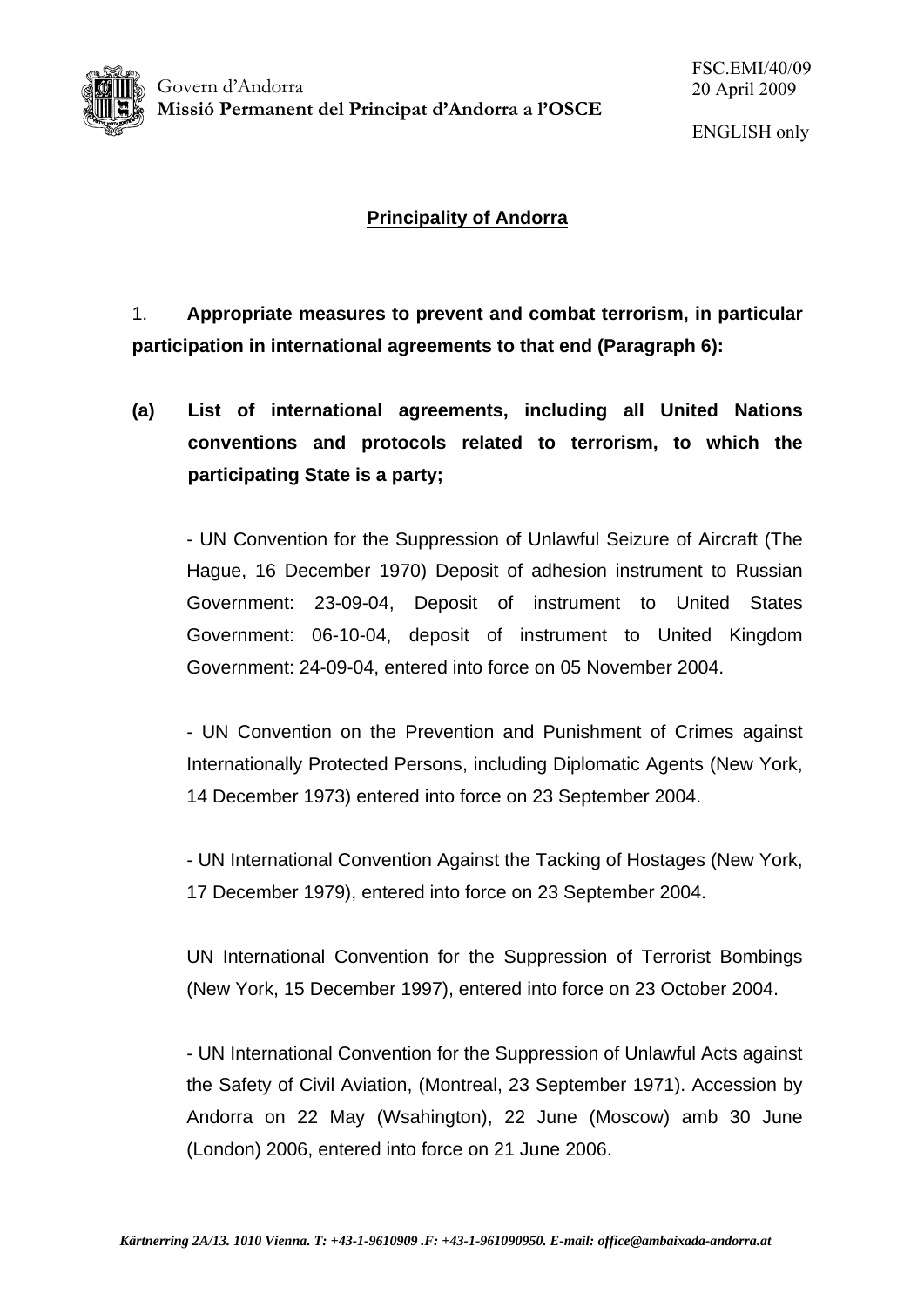Govern d'Andorra
**Missió Permanent del Principat d'Andorra a l'OSCE**

FSC.EMI/40/09
20 April 2009

ENGLISH only

## Principality of Andorra

1. **Appropriate measures to prevent and combat terrorism, in particular participation in international agreements to that end (Paragraph 6):**

**(a) List of international agreements, including all United Nations conventions and protocols related to terrorism, to which the participating State is a party;**

- UN Convention for the Suppression of Unlawful Seizure of Aircraft (The Hague, 16 December 1970) Deposit of adhesion instrument to Russian Government: 23-09-04, Deposit of instrument to United States Government: 06-10-04, deposit of instrument to United Kingdom Government: 24-09-04, entered into force on 05 November 2004.

- UN Convention on the Prevention and Punishment of Crimes against Internationally Protected Persons, including Diplomatic Agents (New York, 14 December 1973) entered into force on 23 September 2004.

- UN International Convention Against the Tacking of Hostages (New York, 17 December 1979), entered into force on 23 September 2004.

UN International Convention for the Suppression of Terrorist Bombings (New York, 15 December 1997), entered into force on 23 October 2004.

- UN International Convention for the Suppression of Unlawful Acts against the Safety of Civil Aviation, (Montreal, 23 September 1971). Accession by Andorra on 22 May (Wsahington), 22 June (Moscow) amb 30 June (London) 2006, entered into force on 21 June 2006.

*Kärtnerring 2A/13. 1010 Vienna. T: +43-1-9610909 .F: +43-1-961090950. E-mail: office@ambaixada-andorra.at*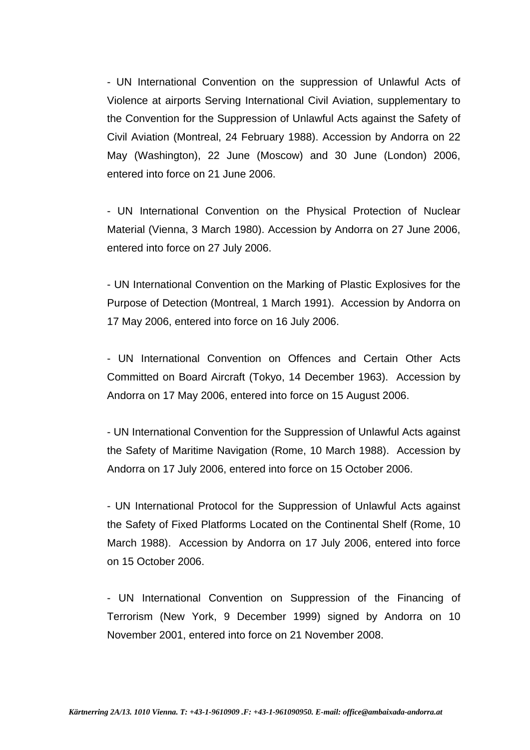- UN International Convention on the suppression of Unlawful Acts of Violence at airports Serving International Civil Aviation, supplementary to the Convention for the Suppression of Unlawful Acts against the Safety of Civil Aviation (Montreal, 24 February 1988). Accession by Andorra on 22 May (Washington), 22 June (Moscow) and 30 June (London) 2006, entered into force on 21 June 2006.

- UN International Convention on the Physical Protection of Nuclear Material (Vienna, 3 March 1980). Accession by Andorra on 27 June 2006, entered into force on 27 July 2006.

- UN International Convention on the Marking of Plastic Explosives for the Purpose of Detection (Montreal, 1 March 1991). Accession by Andorra on 17 May 2006, entered into force on 16 July 2006.

- UN International Convention on Offences and Certain Other Acts Committed on Board Aircraft (Tokyo, 14 December 1963). Accession by Andorra on 17 May 2006, entered into force on 15 August 2006.

- UN International Convention for the Suppression of Unlawful Acts against the Safety of Maritime Navigation (Rome, 10 March 1988). Accession by Andorra on 17 July 2006, entered into force on 15 October 2006.

- UN International Protocol for the Suppression of Unlawful Acts against the Safety of Fixed Platforms Located on the Continental Shelf (Rome, 10 March 1988). Accession by Andorra on 17 July 2006, entered into force on 15 October 2006.

- UN International Convention on Suppression of the Financing of Terrorism (New York, 9 December 1999) signed by Andorra on 10 November 2001, entered into force on 21 November 2008.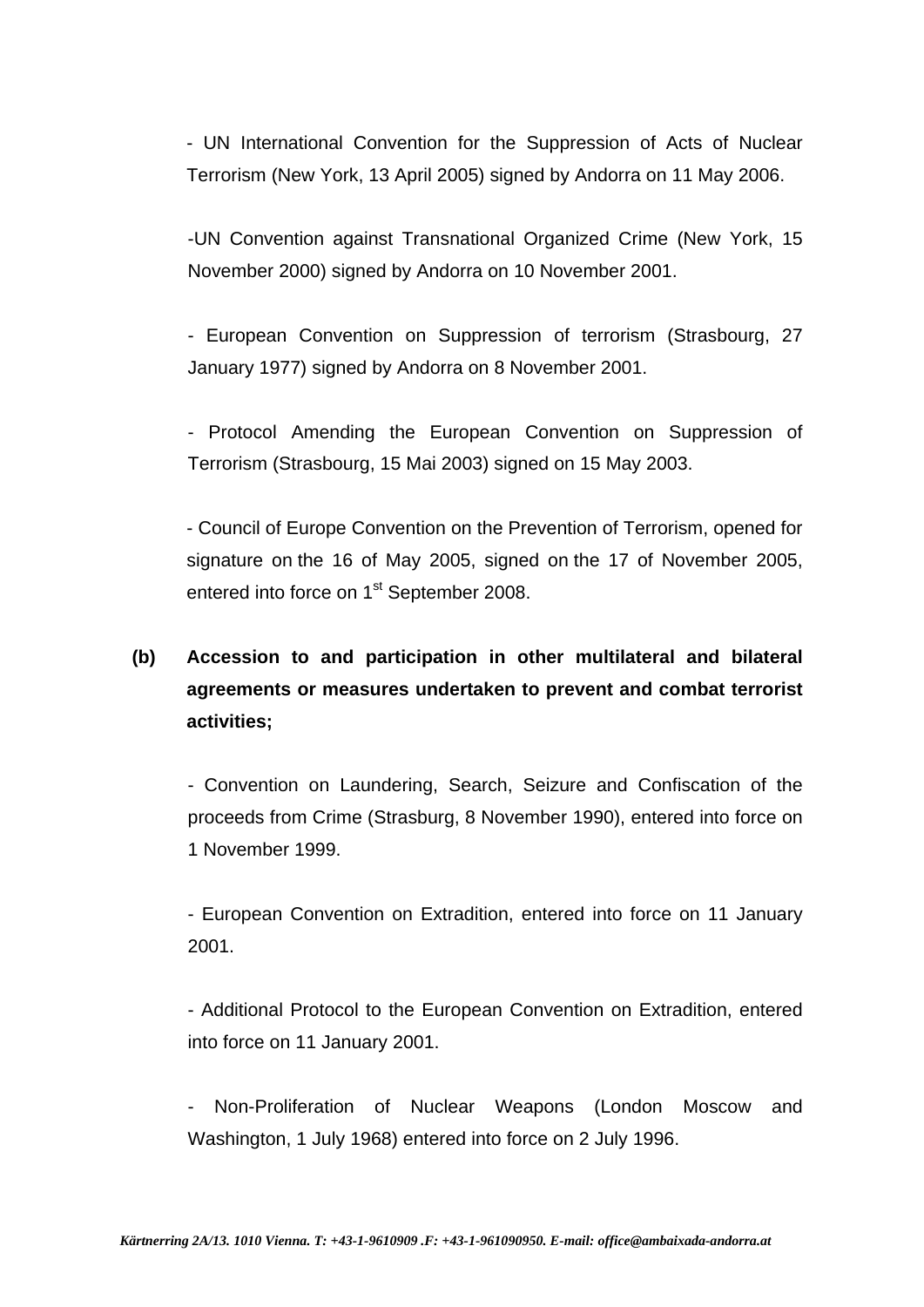- UN International Convention for the Suppression of Acts of Nuclear Terrorism (New York, 13 April 2005) signed by Andorra on 11 May 2006.

-UN Convention against Transnational Organized Crime (New York, 15 November 2000) signed by Andorra on 10 November 2001.

- European Convention on Suppression of terrorism (Strasbourg, 27 January 1977) signed by Andorra on 8 November 2001.

- Protocol Amending the European Convention on Suppression of Terrorism (Strasbourg, 15 Mai 2003) signed on 15 May 2003.

- Council of Europe Convention on the Prevention of Terrorism, opened for signature on the 16 of May 2005, signed on the 17 of November 2005, entered into force on 1st September 2008.

**(b) Accession to and participation in other multilateral and bilateral agreements or measures undertaken to prevent and combat terrorist activities;**

- Convention on Laundering, Search, Seizure and Confiscation of the proceeds from Crime (Strasburg, 8 November 1990), entered into force on 1 November 1999.

- European Convention on Extradition, entered into force on 11 January 2001.

- Additional Protocol to the European Convention on Extradition, entered into force on 11 January 2001.

- Non-Proliferation of Nuclear Weapons (London Moscow and Washington, 1 July 1968) entered into force on 2 July 1996.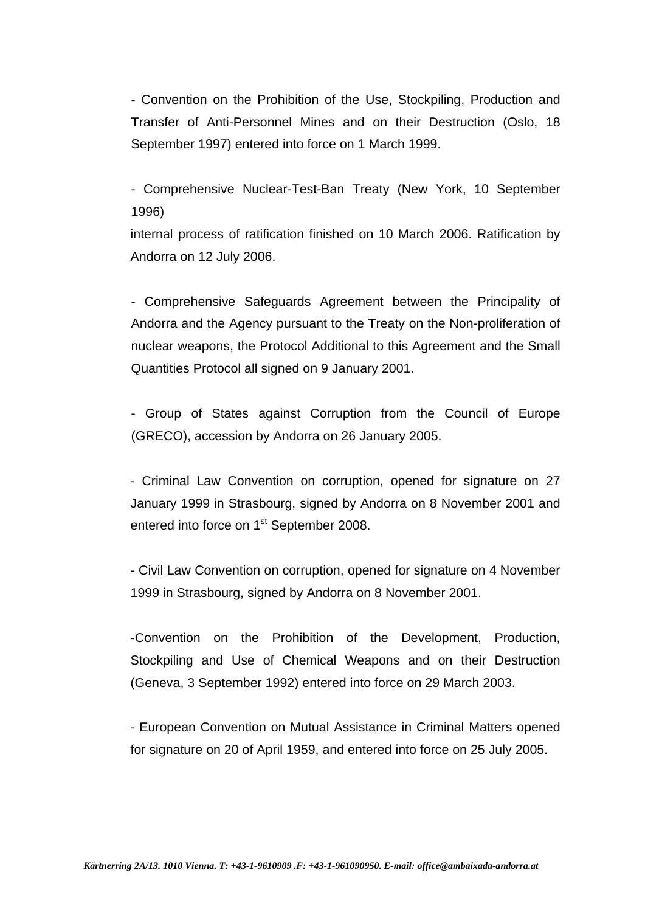- Convention on the Prohibition of the Use, Stockpiling, Production and Transfer of Anti-Personnel Mines and on their Destruction (Oslo, 18 September 1997) entered into force on 1 March 1999.

- Comprehensive Nuclear-Test-Ban Treaty (New York, 10 September 1996)
internal process of ratification finished on 10 March 2006. Ratification by Andorra on 12 July 2006.

- Comprehensive Safeguards Agreement between the Principality of Andorra and the Agency pursuant to the Treaty on the Non-proliferation of nuclear weapons, the Protocol Additional to this Agreement and the Small Quantities Protocol all signed on 9 January 2001.

- Group of States against Corruption from the Council of Europe (GRECO), accession by Andorra on 26 January 2005.

- Criminal Law Convention on corruption, opened for signature on 27 January 1999 in Strasbourg, signed by Andorra on 8 November 2001 and entered into force on 1st September 2008.

- Civil Law Convention on corruption, opened for signature on 4 November 1999 in Strasbourg, signed by Andorra on 8 November 2001.

-Convention on the Prohibition of the Development, Production, Stockpiling and Use of Chemical Weapons and on their Destruction (Geneva, 3 September 1992) entered into force on 29 March 2003.

- European Convention on Mutual Assistance in Criminal Matters opened for signature on 20 of April 1959, and entered into force on 25 July 2005.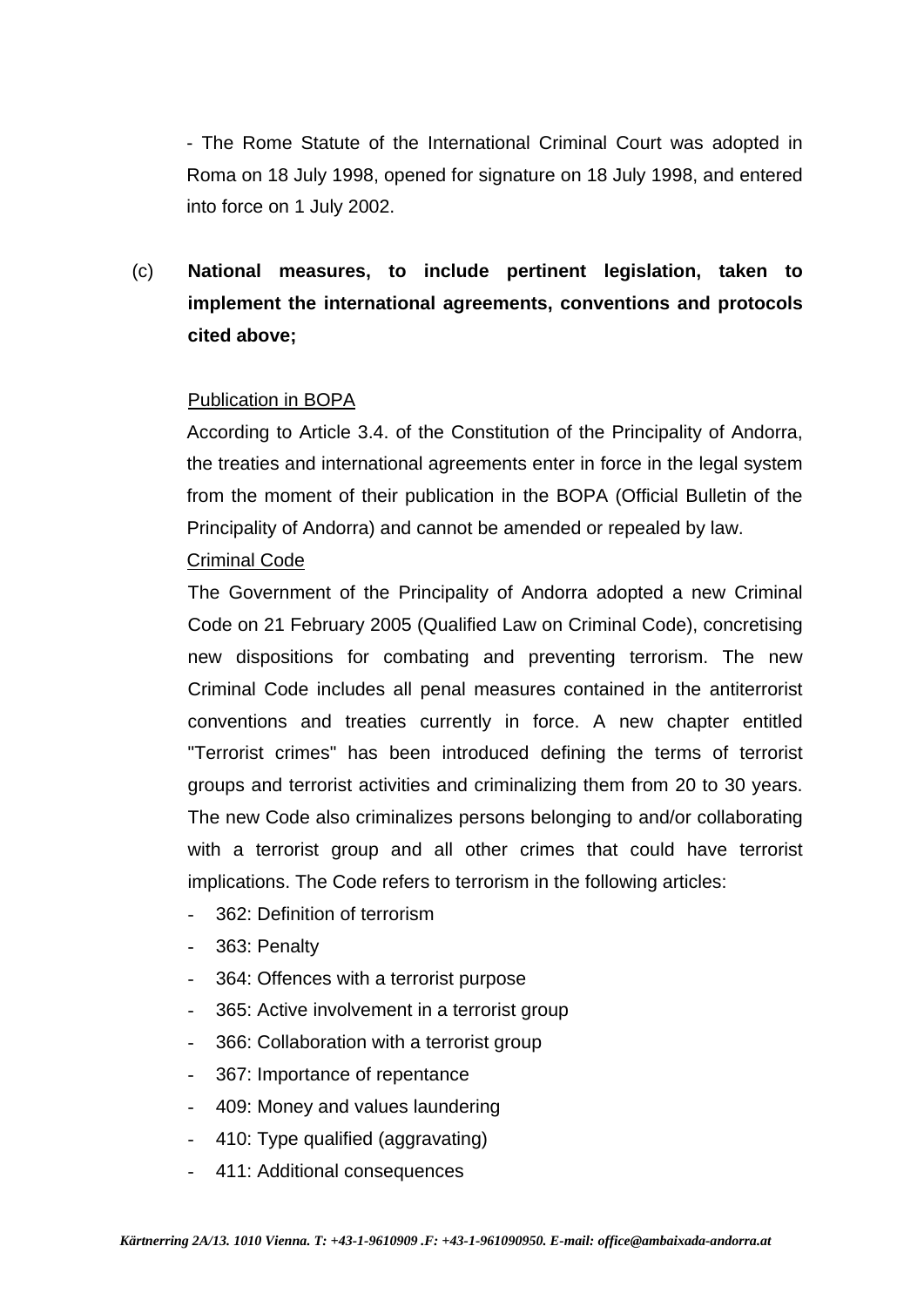- The Rome Statute of the International Criminal Court was adopted in Roma on 18 July 1998, opened for signature on 18 July 1998, and entered into force on 1 July 2002.

(c) **National measures, to include pertinent legislation, taken to implement the international agreements, conventions and protocols cited above;**

Publication in BOPA

According to Article 3.4. of the Constitution of the Principality of Andorra, the treaties and international agreements enter in force in the legal system from the moment of their publication in the BOPA (Official Bulletin of the Principality of Andorra) and cannot be amended or repealed by law.

Criminal Code

The Government of the Principality of Andorra adopted a new Criminal Code on 21 February 2005 (Qualified Law on Criminal Code), concretising new dispositions for combating and preventing terrorism. The new Criminal Code includes all penal measures contained in the antiterrorist conventions and treaties currently in force. A new chapter entitled "Terrorist crimes" has been introduced defining the terms of terrorist groups and terrorist activities and criminalizing them from 20 to 30 years. The new Code also criminalizes persons belonging to and/or collaborating with a terrorist group and all other crimes that could have terrorist implications. The Code refers to terrorism in the following articles:

- 362: Definition of terrorism
- 363: Penalty
- 364: Offences with a terrorist purpose
- 365: Active involvement in a terrorist group
- 366: Collaboration with a terrorist group
- 367: Importance of repentance
- 409: Money and values laundering
- 410: Type qualified (aggravating)
- 411: Additional consequences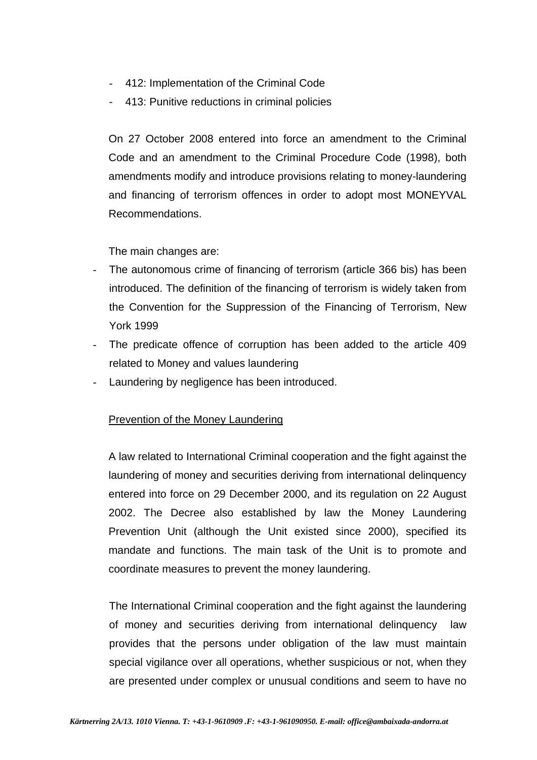- 412: Implementation of the Criminal Code
- 413: Punitive reductions in criminal policies

On 27 October 2008 entered into force an amendment to the Criminal Code and an amendment to the Criminal Procedure Code (1998), both amendments modify and introduce provisions relating to money-laundering and financing of terrorism offences in order to adopt most MONEYVAL Recommendations.

The main changes are:

- The autonomous crime of financing of terrorism (article 366 bis) has been introduced. The definition of the financing of terrorism is widely taken from the Convention for the Suppression of the Financing of Terrorism, New York 1999
- The predicate offence of corruption has been added to the article 409 related to Money and values laundering
- Laundering by negligence has been introduced.

<u>Prevention of the Money Laundering</u>

A law related to International Criminal cooperation and the fight against the laundering of money and securities deriving from international delinquency entered into force on 29 December 2000, and its regulation on 22 August 2002. The Decree also established by law the Money Laundering Prevention Unit (although the Unit existed since 2000), specified its mandate and functions. The main task of the Unit is to promote and coordinate measures to prevent the money laundering.

The International Criminal cooperation and the fight against the laundering of money and securities deriving from international delinquency law provides that the persons under obligation of the law must maintain special vigilance over all operations, whether suspicious or not, when they are presented under complex or unusual conditions and seem to have no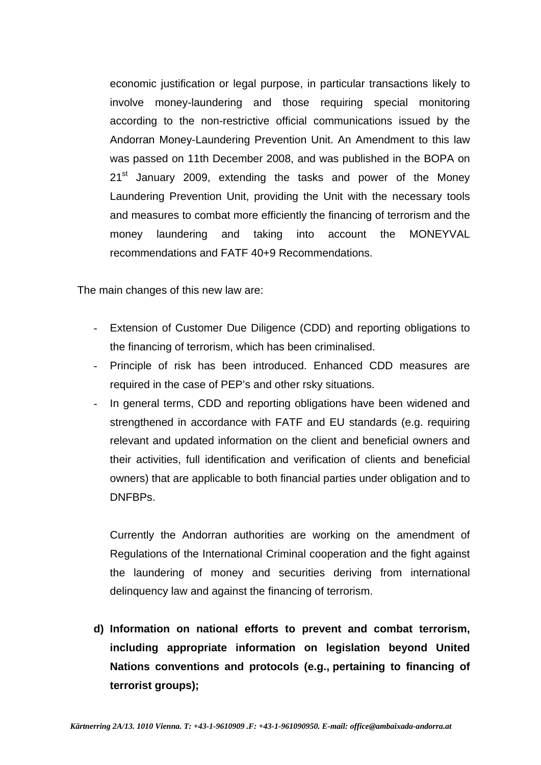economic justification or legal purpose, in particular transactions likely to involve money-laundering and those requiring special monitoring according to the non-restrictive official communications issued by the Andorran Money-Laundering Prevention Unit. An Amendment to this law was passed on 11th December 2008, and was published in the BOPA on 21st January 2009, extending the tasks and power of the Money Laundering Prevention Unit, providing the Unit with the necessary tools and measures to combat more efficiently the financing of terrorism and the money laundering and taking into account the MONEYVAL recommendations and FATF 40+9 Recommendations.

The main changes of this new law are:

- Extension of Customer Due Diligence (CDD) and reporting obligations to the financing of terrorism, which has been criminalised.
- Principle of risk has been introduced. Enhanced CDD measures are required in the case of PEP's and other rsky situations.
- In general terms, CDD and reporting obligations have been widened and strengthened in accordance with FATF and EU standards (e.g. requiring relevant and updated information on the client and beneficial owners and their activities, full identification and verification of clients and beneficial owners) that are applicable to both financial parties under obligation and to DNFBPs.

  Currently the Andorran authorities are working on the amendment of Regulations of the International Criminal cooperation and the fight against the laundering of money and securities deriving from international delinquency law and against the financing of terrorism.

**d) Information on national efforts to prevent and combat terrorism, including appropriate information on legislation beyond United Nations conventions and protocols (e.g., pertaining to financing of terrorist groups);**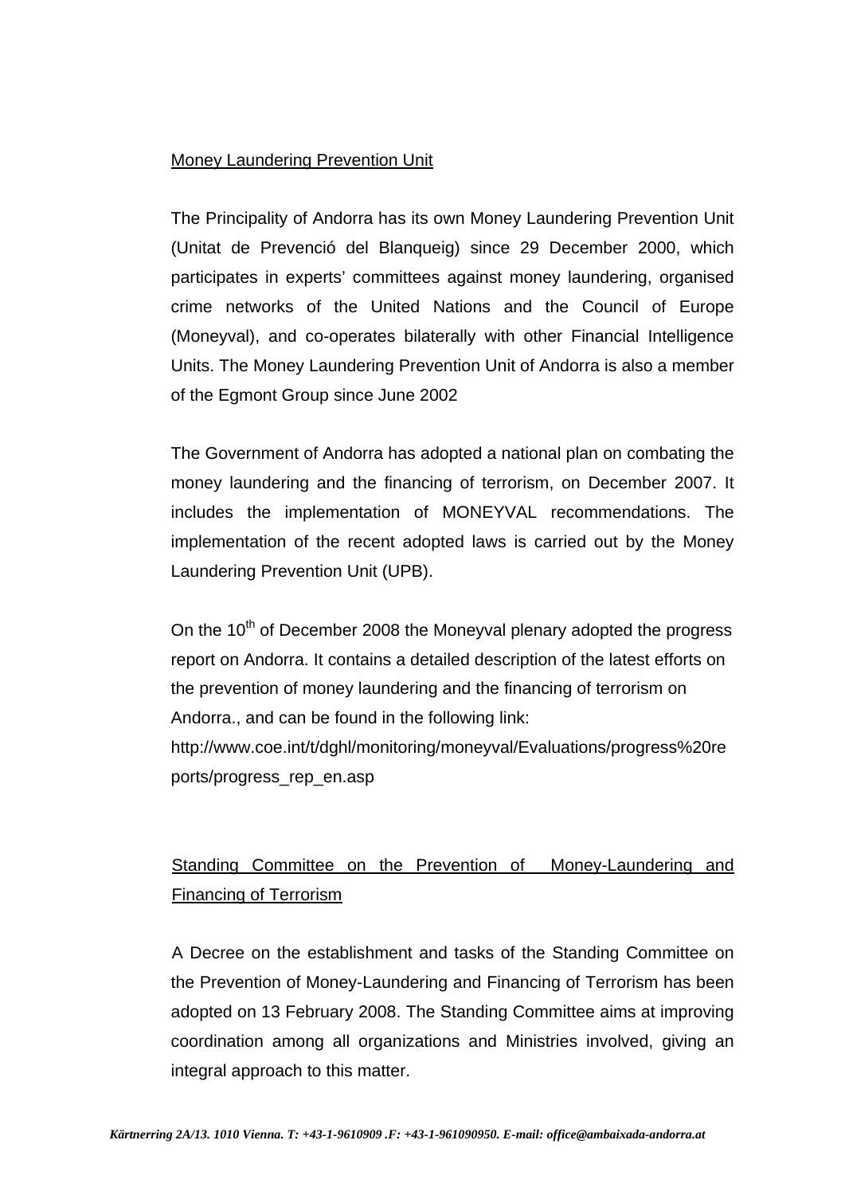Money Laundering Prevention Unit

The Principality of Andorra has its own Money Laundering Prevention Unit (Unitat de Prevenció del Blanqueig) since 29 December 2000, which participates in experts' committees against money laundering, organised crime networks of the United Nations and the Council of Europe (Moneyval), and co-operates bilaterally with other Financial Intelligence Units. The Money Laundering Prevention Unit of Andorra is also a member of the Egmont Group since June 2002

The Government of Andorra has adopted a national plan on combating the money laundering and the financing of terrorism, on December 2007. It includes the implementation of MONEYVAL recommendations. The implementation of the recent adopted laws is carried out by the Money Laundering Prevention Unit (UPB).

On the 10th of December 2008 the Moneyval plenary adopted the progress report on Andorra. It contains a detailed description of the latest efforts on the prevention of money laundering and the financing of terrorism on Andorra., and can be found in the following link: http://www.coe.int/t/dghl/monitoring/moneyval/Evaluations/progress%20reports/progress_rep_en.asp

Standing Committee on the Prevention of Money-Laundering and Financing of Terrorism

A Decree on the establishment and tasks of the Standing Committee on the Prevention of Money-Laundering and Financing of Terrorism has been adopted on 13 February 2008. The Standing Committee aims at improving coordination among all organizations and Ministries involved, giving an integral approach to this matter.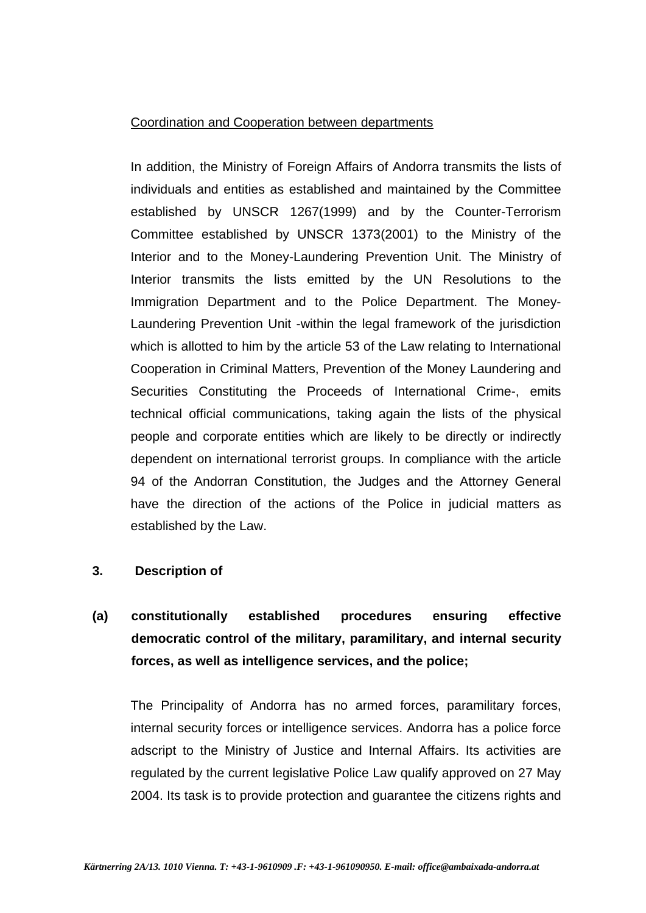Coordination and Cooperation between departments

In addition, the Ministry of Foreign Affairs of Andorra transmits the lists of individuals and entities as established and maintained by the Committee established by UNSCR 1267(1999) and by the Counter-Terrorism Committee established by UNSCR 1373(2001) to the Ministry of the Interior and to the Money-Laundering Prevention Unit. The Ministry of Interior transmits the lists emitted by the UN Resolutions to the Immigration Department and to the Police Department. The Money-Laundering Prevention Unit -within the legal framework of the jurisdiction which is allotted to him by the article 53 of the Law relating to International Cooperation in Criminal Matters, Prevention of the Money Laundering and Securities Constituting the Proceeds of International Crime-, emits technical official communications, taking again the lists of the physical people and corporate entities which are likely to be directly or indirectly dependent on international terrorist groups. In compliance with the article 94 of the Andorran Constitution, the Judges and the Attorney General have the direction of the actions of the Police in judicial matters as established by the Law.

**3. Description of**

**(a) constitutionally established procedures ensuring effective democratic control of the military, paramilitary, and internal security forces, as well as intelligence services, and the police;**

The Principality of Andorra has no armed forces, paramilitary forces, internal security forces or intelligence services. Andorra has a police force adscript to the Ministry of Justice and Internal Affairs. Its activities are regulated by the current legislative Police Law qualify approved on 27 May 2004. Its task is to provide protection and guarantee the citizens rights and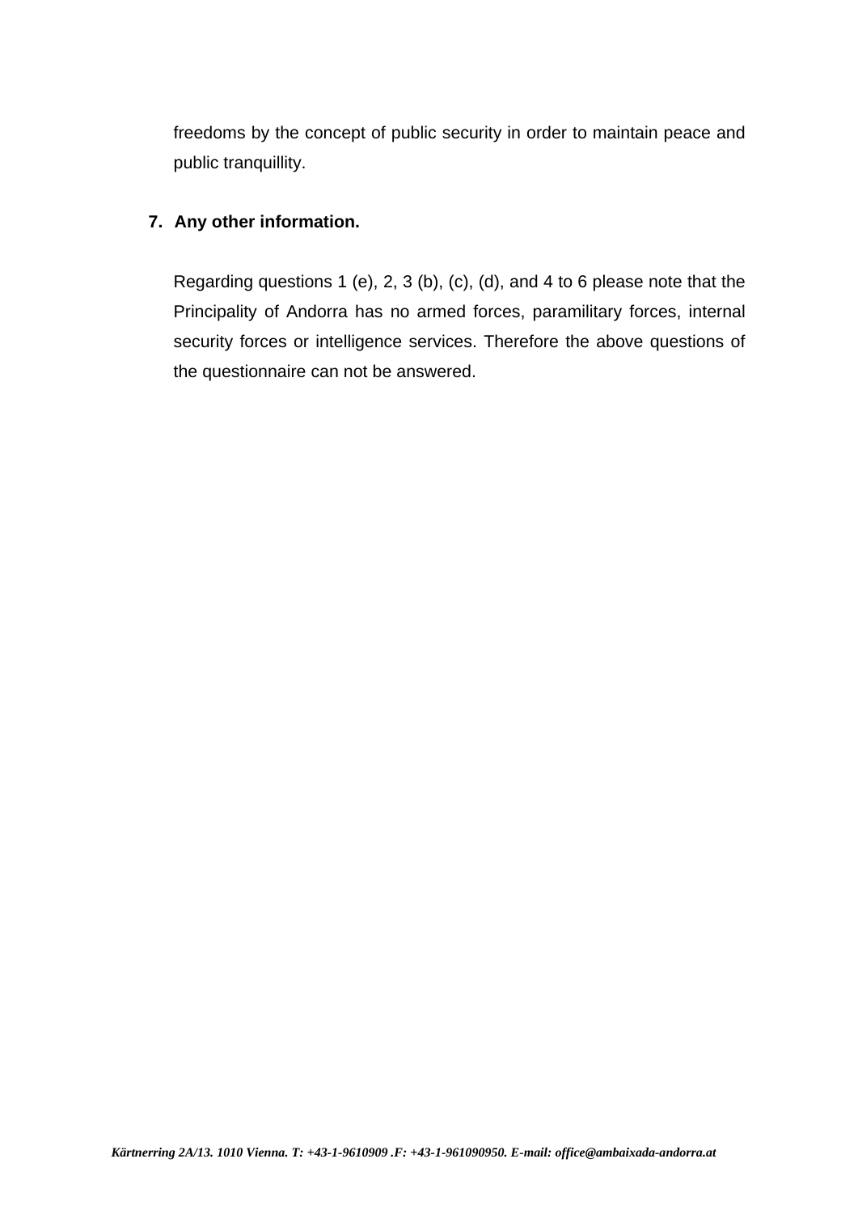freedoms by the concept of public security in order to maintain peace and public tranquillity.

7. **Any other information.**

Regarding questions 1 (e), 2, 3 (b), (c), (d), and 4 to 6 please note that the Principality of Andorra has no armed forces, paramilitary forces, internal security forces or intelligence services. Therefore the above questions of the questionnaire can not be answered.